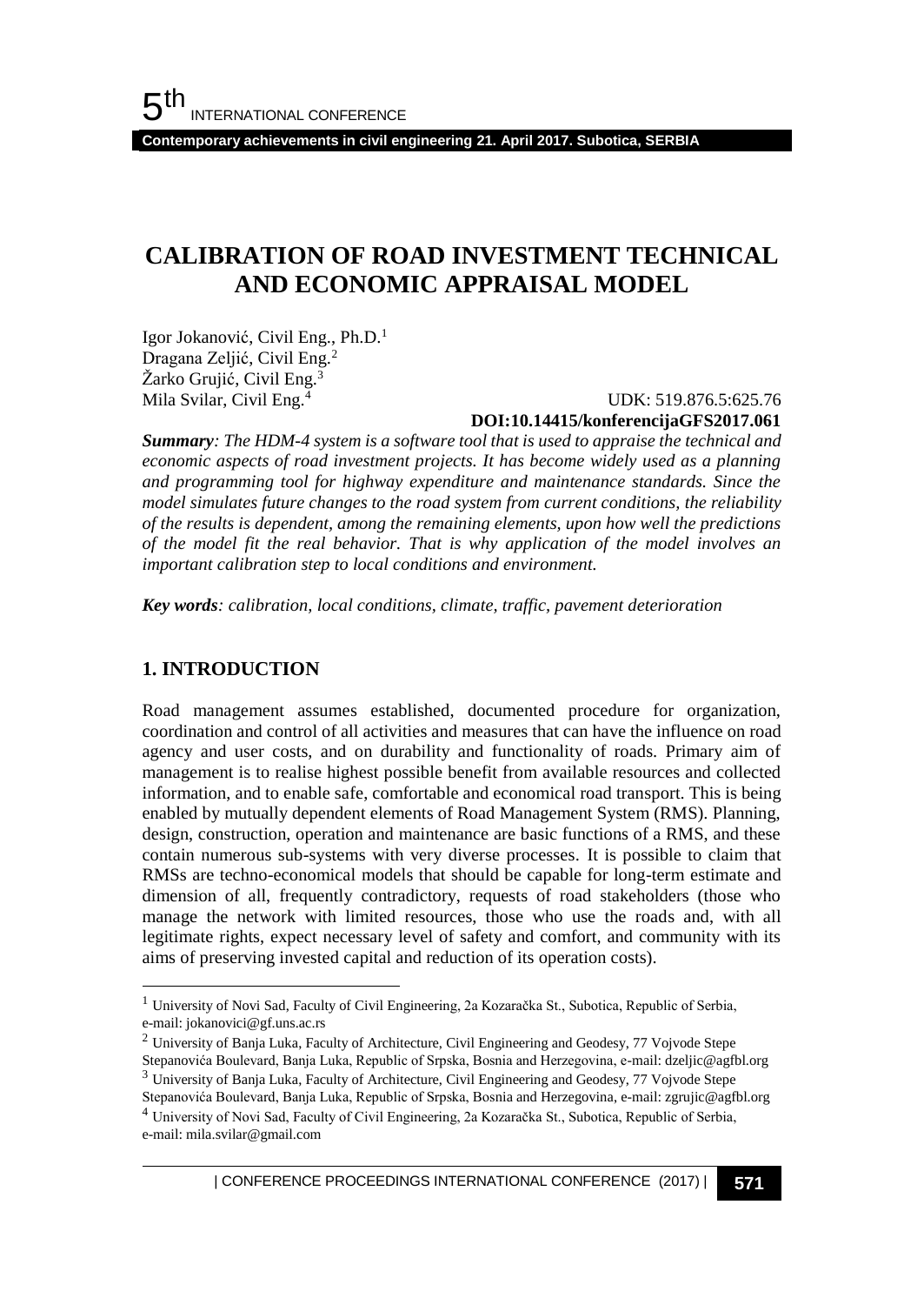# CALIBRATION OF ROAD INVESTMENT TECHNICAL AND ECONOMIC APPRAISAL MODEL

Igor Jokanović, Civil Eng., Ph.D.[1]
Dragana Zeljić, Civil Eng.[2]
Žarko Grujić, Civil Eng.[3]
Mila Svilar, Civil Eng.[4]

UDK: 519.876.5:625.76
**DOI:10.14415/konferencijaGFS2017.061**

***Summary**: The HDM-4 system is a software tool that is used to appraise the technical and economic aspects of road investment projects. It has become widely used as a planning and programming tool for highway expenditure and maintenance standards. Since the model simulates future changes to the road system from current conditions, the reliability of the results is dependent, among the remaining elements, upon how well the predictions of the model fit the real behavior. That is why application of the model involves an important calibration step to local conditions and environment.*

***Key words**: calibration, local conditions, climate, traffic, pavement deterioration*

## 1. INTRODUCTION

Road management assumes established, documented procedure for organization, coordination and control of all activities and measures that can have the influence on road agency and user costs, and on durability and functionality of roads. Primary aim of management is to realise highest possible benefit from available resources and collected information, and to enable safe, comfortable and economical road transport. This is being enabled by mutually dependent elements of Road Management System (RMS). Planning, design, construction, operation and maintenance are basic functions of a RMS, and these contain numerous sub-systems with very diverse processes. It is possible to claim that RMSs are techno-economical models that should be capable for long-term estimate and dimension of all, frequently contradictory, requests of road stakeholders (those who manage the network with limited resources, those who use the roads and, with all legitimate rights, expect necessary level of safety and comfort, and community with its aims of preserving invested capital and reduction of its operation costs).

---

[1] University of Novi Sad, Faculty of Civil Engineering, 2a Kozaračka St., Subotica, Republic of Serbia, e-mail: jokanovici@gf.uns.ac.rs

[2] University of Banja Luka, Faculty of Architecture, Civil Engineering and Geodesy, 77 Vojvode Stepe Stepanovića Boulevard, Banja Luka, Republic of Srpska, Bosnia and Herzegovina, e-mail: dzeljic@agfbl.org

[3] University of Banja Luka, Faculty of Architecture, Civil Engineering and Geodesy, 77 Vojvode Stepe Stepanovića Boulevard, Banja Luka, Republic of Srpska, Bosnia and Herzegovina, e-mail: zgrujic@agfbl.org

[4] University of Novi Sad, Faculty of Civil Engineering, 2a Kozaračka St., Subotica, Republic of Serbia, e-mail: mila.svilar@gmail.com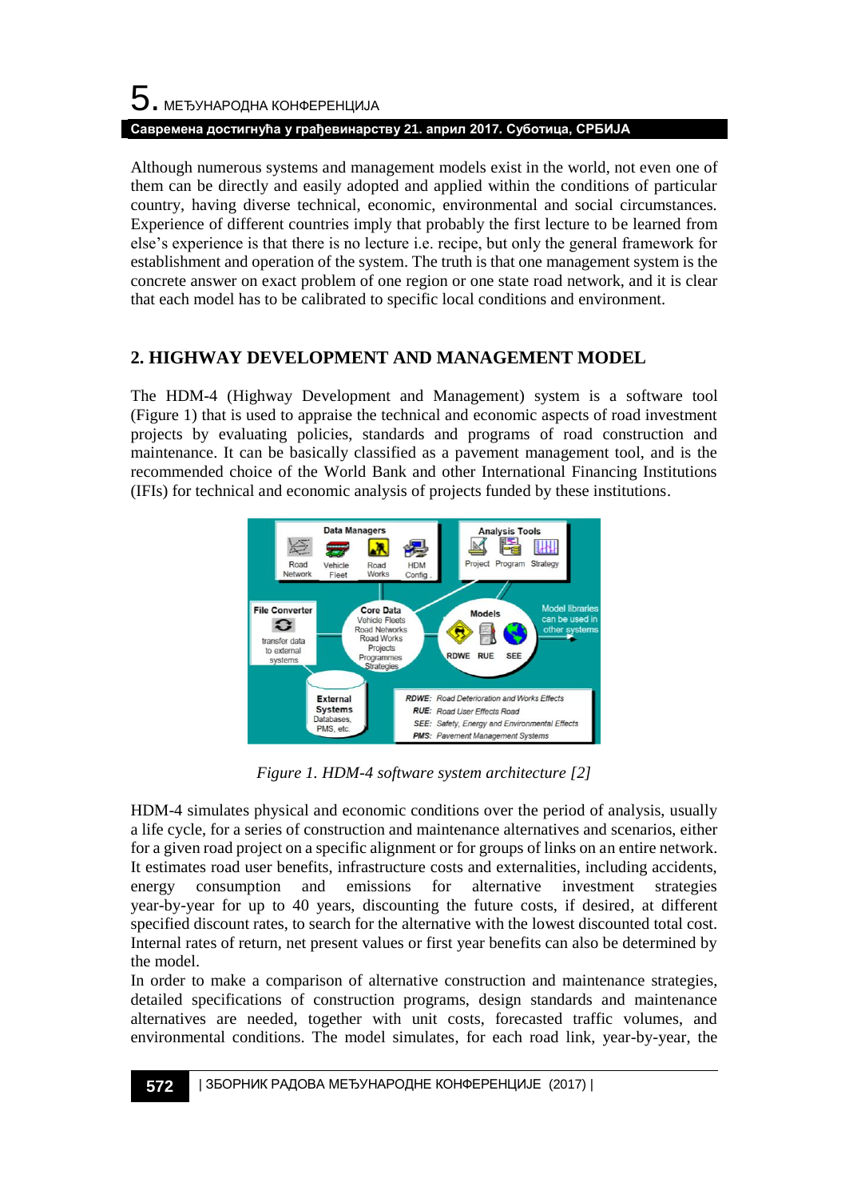Although numerous systems and management models exist in the world, not even one of them can be directly and easily adopted and applied within the conditions of particular country, having diverse technical, economic, environmental and social circumstances. Experience of different countries imply that probably the first lecture to be learned from else's experience is that there is no lecture i.e. recipe, but only the general framework for establishment and operation of the system. The truth is that one management system is the concrete answer on exact problem of one region or one state road network, and it is clear that each model has to be calibrated to specific local conditions and environment.

## 2. HIGHWAY DEVELOPMENT AND MANAGEMENT MODEL

The HDM-4 (Highway Development and Management) system is a software tool (Figure 1) that is used to appraise the technical and economic aspects of road investment projects by evaluating policies, standards and programs of road construction and maintenance. It can be basically classified as a pavement management tool, and is the recommended choice of the World Bank and other International Financing Institutions (IFIs) for technical and economic analysis of projects funded by these institutions.

*Figure 1. HDM-4 software system architecture [2]*

HDM-4 simulates physical and economic conditions over the period of analysis, usually a life cycle, for a series of construction and maintenance alternatives and scenarios, either for a given road project on a specific alignment or for groups of links on an entire network. It estimates road user benefits, infrastructure costs and externalities, including accidents, energy consumption and emissions for alternative investment strategies year-by-year for up to 40 years, discounting the future costs, if desired, at different specified discount rates, to search for the alternative with the lowest discounted total cost. Internal rates of return, net present values or first year benefits can also be determined by the model.

In order to make a comparison of alternative construction and maintenance strategies, detailed specifications of construction programs, design standards and maintenance alternatives are needed, together with unit costs, forecasted traffic volumes, and environmental conditions. The model simulates, for each road link, year-by-year, the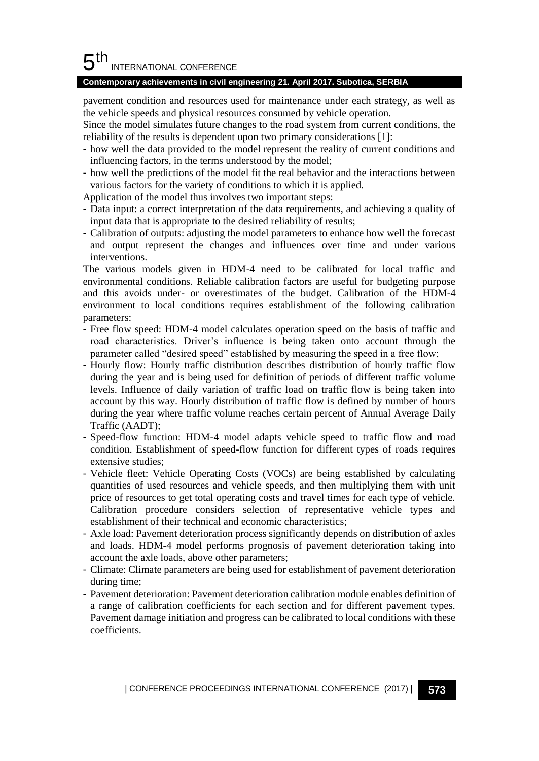pavement condition and resources used for maintenance under each strategy, as well as the vehicle speeds and physical resources consumed by vehicle operation.

Since the model simulates future changes to the road system from current conditions, the reliability of the results is dependent upon two primary considerations [1]:

- how well the data provided to the model represent the reality of current conditions and influencing factors, in the terms understood by the model;
- how well the predictions of the model fit the real behavior and the interactions between various factors for the variety of conditions to which it is applied.

Application of the model thus involves two important steps:

- Data input: a correct interpretation of the data requirements, and achieving a quality of input data that is appropriate to the desired reliability of results;
- Calibration of outputs: adjusting the model parameters to enhance how well the forecast and output represent the changes and influences over time and under various interventions.

The various models given in HDM-4 need to be calibrated for local traffic and environmental conditions. Reliable calibration factors are useful for budgeting purpose and this avoids under- or overestimates of the budget. Calibration of the HDM-4 environment to local conditions requires establishment of the following calibration parameters:

- Free flow speed: HDM-4 model calculates operation speed on the basis of traffic and road characteristics. Driver's influence is being taken onto account through the parameter called "desired speed" established by measuring the speed in a free flow;
- Hourly flow: Hourly traffic distribution describes distribution of hourly traffic flow during the year and is being used for definition of periods of different traffic volume levels. Influence of daily variation of traffic load on traffic flow is being taken into account by this way. Hourly distribution of traffic flow is defined by number of hours during the year where traffic volume reaches certain percent of Annual Average Daily Traffic (AADT);
- Speed-flow function: HDM-4 model adapts vehicle speed to traffic flow and road condition. Establishment of speed-flow function for different types of roads requires extensive studies;
- Vehicle fleet: Vehicle Operating Costs (VOCs) are being established by calculating quantities of used resources and vehicle speeds, and then multiplying them with unit price of resources to get total operating costs and travel times for each type of vehicle. Calibration procedure considers selection of representative vehicle types and establishment of their technical and economic characteristics;
- Axle load: Pavement deterioration process significantly depends on distribution of axles and loads. HDM-4 model performs prognosis of pavement deterioration taking into account the axle loads, above other parameters;
- Climate: Climate parameters are being used for establishment of pavement deterioration during time;
- Pavement deterioration: Pavement deterioration calibration module enables definition of a range of calibration coefficients for each section and for different pavement types. Pavement damage initiation and progress can be calibrated to local conditions with these coefficients.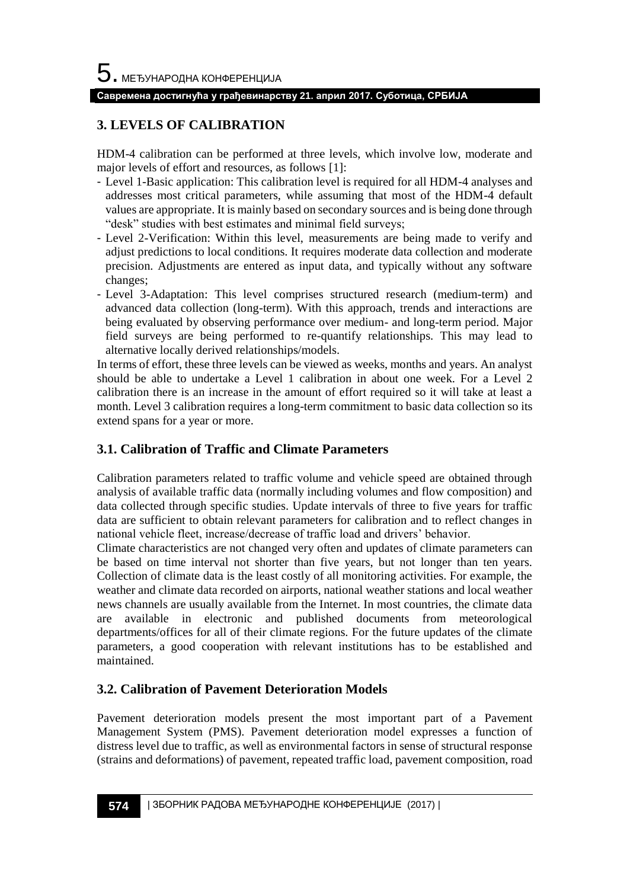## 3. LEVELS OF CALIBRATION

HDM-4 calibration can be performed at three levels, which involve low, moderate and major levels of effort and resources, as follows [1]:

- Level 1-Basic application: This calibration level is required for all HDM-4 analyses and addresses most critical parameters, while assuming that most of the HDM-4 default values are appropriate. It is mainly based on secondary sources and is being done through "desk" studies with best estimates and minimal field surveys;
- Level 2-Verification: Within this level, measurements are being made to verify and adjust predictions to local conditions. It requires moderate data collection and moderate precision. Adjustments are entered as input data, and typically without any software changes;
- Level 3-Adaptation: This level comprises structured research (medium-term) and advanced data collection (long-term). With this approach, trends and interactions are being evaluated by observing performance over medium- and long-term period. Major field surveys are being performed to re-quantify relationships. This may lead to alternative locally derived relationships/models.

In terms of effort, these three levels can be viewed as weeks, months and years. An analyst should be able to undertake a Level 1 calibration in about one week. For a Level 2 calibration there is an increase in the amount of effort required so it will take at least a month. Level 3 calibration requires a long-term commitment to basic data collection so its extend spans for a year or more.

### 3.1. Calibration of Traffic and Climate Parameters

Calibration parameters related to traffic volume and vehicle speed are obtained through analysis of available traffic data (normally including volumes and flow composition) and data collected through specific studies. Update intervals of three to five years for traffic data are sufficient to obtain relevant parameters for calibration and to reflect changes in national vehicle fleet, increase/decrease of traffic load and drivers' behavior.

Climate characteristics are not changed very often and updates of climate parameters can be based on time interval not shorter than five years, but not longer than ten years. Collection of climate data is the least costly of all monitoring activities. For example, the weather and climate data recorded on airports, national weather stations and local weather news channels are usually available from the Internet. In most countries, the climate data are available in electronic and published documents from meteorological departments/offices for all of their climate regions. For the future updates of the climate parameters, a good cooperation with relevant institutions has to be established and maintained.

### 3.2. Calibration of Pavement Deterioration Models

Pavement deterioration models present the most important part of a Pavement Management System (PMS). Pavement deterioration model expresses a function of distress level due to traffic, as well as environmental factors in sense of structural response (strains and deformations) of pavement, repeated traffic load, pavement composition, road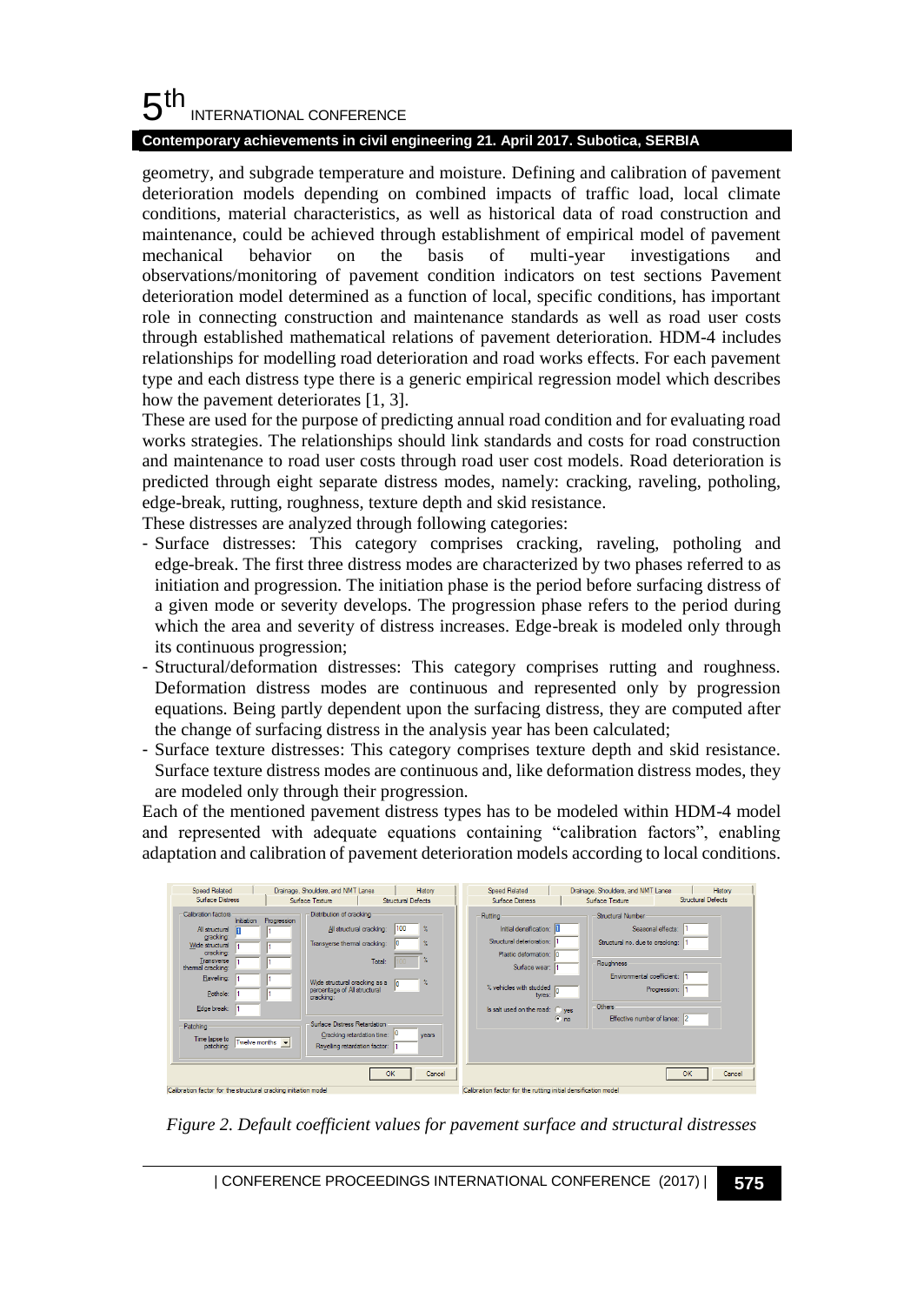geometry, and subgrade temperature and moisture. Defining and calibration of pavement deterioration models depending on combined impacts of traffic load, local climate conditions, material characteristics, as well as historical data of road construction and maintenance, could be achieved through establishment of empirical model of pavement mechanical behavior on the basis of multi-year investigations and observations/monitoring of pavement condition indicators on test sections Pavement deterioration model determined as a function of local, specific conditions, has important role in connecting construction and maintenance standards as well as road user costs through established mathematical relations of pavement deterioration. HDM-4 includes relationships for modelling road deterioration and road works effects. For each pavement type and each distress type there is a generic empirical regression model which describes how the pavement deteriorates [1, 3].

These are used for the purpose of predicting annual road condition and for evaluating road works strategies. The relationships should link standards and costs for road construction and maintenance to road user costs through road user cost models. Road deterioration is predicted through eight separate distress modes, namely: cracking, raveling, potholing, edge-break, rutting, roughness, texture depth and skid resistance.

These distresses are analyzed through following categories:

- Surface distresses: This category comprises cracking, raveling, potholing and edge-break. The first three distress modes are characterized by two phases referred to as initiation and progression. The initiation phase is the period before surfacing distress of a given mode or severity develops. The progression phase refers to the period during which the area and severity of distress increases. Edge-break is modeled only through its continuous progression;
- Structural/deformation distresses: This category comprises rutting and roughness. Deformation distress modes are continuous and represented only by progression equations. Being partly dependent upon the surfacing distress, they are computed after the change of surfacing distress in the analysis year has been calculated;
- Surface texture distresses: This category comprises texture depth and skid resistance. Surface texture distress modes are continuous and, like deformation distress modes, they are modeled only through their progression.

Each of the mentioned pavement distress types has to be modeled within HDM-4 model and represented with adequate equations containing "calibration factors", enabling adaptation and calibration of pavement deterioration models according to local conditions.

*Figure 2. Default coefficient values for pavement surface and structural distresses*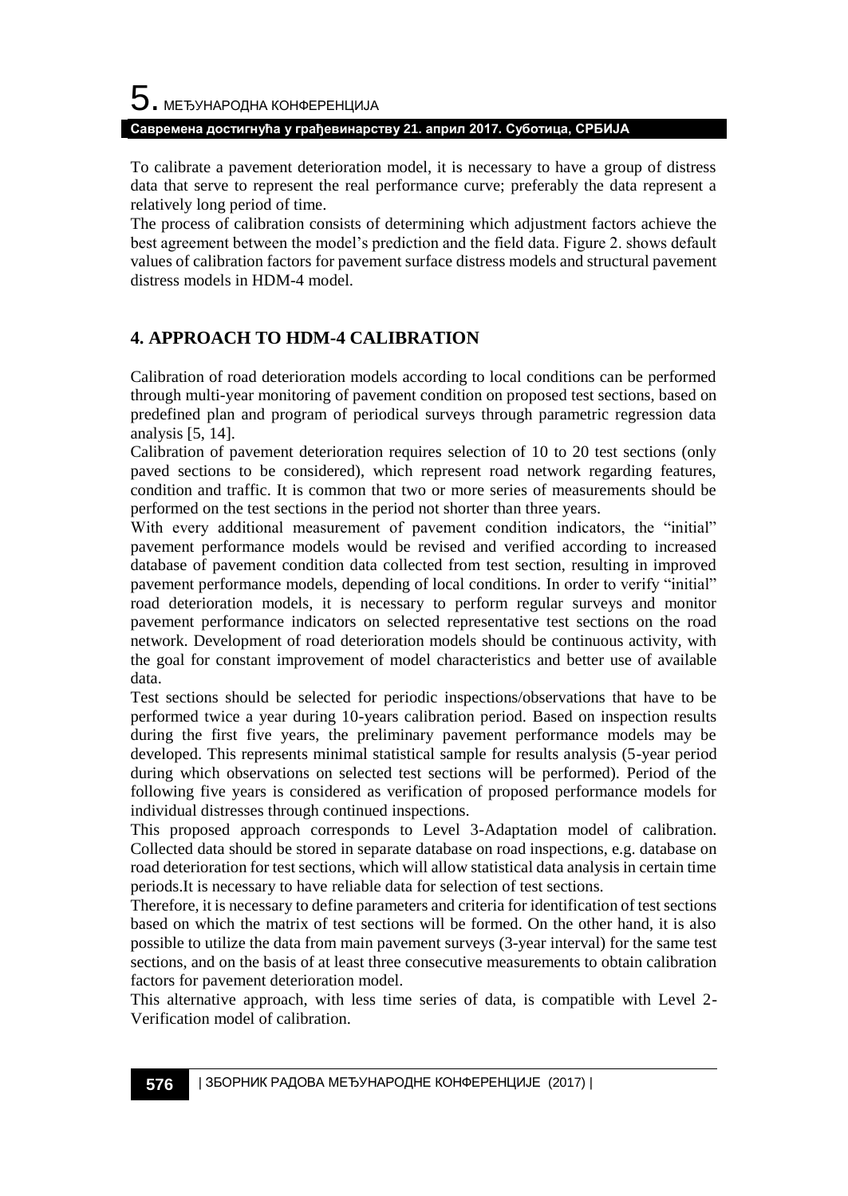To calibrate a pavement deterioration model, it is necessary to have a group of distress data that serve to represent the real performance curve; preferably the data represent a relatively long period of time.

The process of calibration consists of determining which adjustment factors achieve the best agreement between the model's prediction and the field data. Figure 2. shows default values of calibration factors for pavement surface distress models and structural pavement distress models in HDM-4 model.

## 4. APPROACH TO HDM-4 CALIBRATION

Calibration of road deterioration models according to local conditions can be performed through multi-year monitoring of pavement condition on proposed test sections, based on predefined plan and program of periodical surveys through parametric regression data analysis [5, 14].

Calibration of pavement deterioration requires selection of 10 to 20 test sections (only paved sections to be considered), which represent road network regarding features, condition and traffic. It is common that two or more series of measurements should be performed on the test sections in the period not shorter than three years.

With every additional measurement of pavement condition indicators, the "initial" pavement performance models would be revised and verified according to increased database of pavement condition data collected from test section, resulting in improved pavement performance models, depending of local conditions. In order to verify "initial" road deterioration models, it is necessary to perform regular surveys and monitor pavement performance indicators on selected representative test sections on the road network. Development of road deterioration models should be continuous activity, with the goal for constant improvement of model characteristics and better use of available data.

Test sections should be selected for periodic inspections/observations that have to be performed twice a year during 10-years calibration period. Based on inspection results during the first five years, the preliminary pavement performance models may be developed. This represents minimal statistical sample for results analysis (5-year period during which observations on selected test sections will be performed). Period of the following five years is considered as verification of proposed performance models for individual distresses through continued inspections.

This proposed approach corresponds to Level 3-Adaptation model of calibration. Collected data should be stored in separate database on road inspections, e.g. database on road deterioration for test sections, which will allow statistical data analysis in certain time periods.It is necessary to have reliable data for selection of test sections.

Therefore, it is necessary to define parameters and criteria for identification of test sections based on which the matrix of test sections will be formed. On the other hand, it is also possible to utilize the data from main pavement surveys (3-year interval) for the same test sections, and on the basis of at least three consecutive measurements to obtain calibration factors for pavement deterioration model.

This alternative approach, with less time series of data, is compatible with Level 2-Verification model of calibration.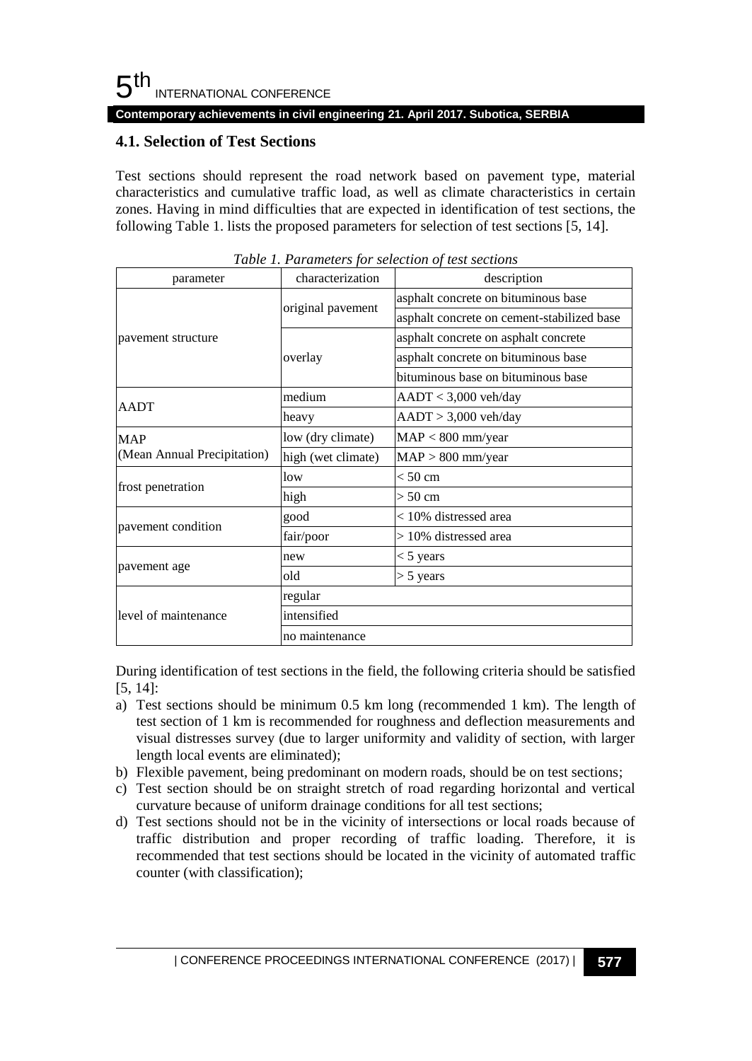### 4.1. Selection of Test Sections

Test sections should represent the road network based on pavement type, material characteristics and cumulative traffic load, as well as climate characteristics in certain zones. Having in mind difficulties that are expected in identification of test sections, the following Table 1. lists the proposed parameters for selection of test sections [5, 14].

*Table 1. Parameters for selection of test sections*

| parameter | characterization | description |
|---|---|---|
| pavement structure | original pavement | asphalt concrete on bituminous base |
| | | asphalt concrete on cement-stabilized base |
| | overlay | asphalt concrete on asphalt concrete |
| | | asphalt concrete on bituminous base |
| | | bituminous base on bituminous base |
| AADT | medium | AADT < 3,000 veh/day |
| | heavy | AADT > 3,000 veh/day |
| MAP (Mean Annual Precipitation) | low (dry climate) | MAP < 800 mm/year |
| | high (wet climate) | MAP > 800 mm/year |
| frost penetration | low | < 50 cm |
| | high | > 50 cm |
| pavement condition | good | < 10% distressed area |
| | fair/poor | > 10% distressed area |
| pavement age | new | < 5 years |
| | old | > 5 years |
| level of maintenance | regular | |
| | intensified | |
| | no maintenance | |

During identification of test sections in the field, the following criteria should be satisfied [5, 14]:

a) Test sections should be minimum 0.5 km long (recommended 1 km). The length of test section of 1 km is recommended for roughness and deflection measurements and visual distresses survey (due to larger uniformity and validity of section, with larger length local events are eliminated);
b) Flexible pavement, being predominant on modern roads, should be on test sections;
c) Test section should be on straight stretch of road regarding horizontal and vertical curvature because of uniform drainage conditions for all test sections;
d) Test sections should not be in the vicinity of intersections or local roads because of traffic distribution and proper recording of traffic loading. Therefore, it is recommended that test sections should be located in the vicinity of automated traffic counter (with classification);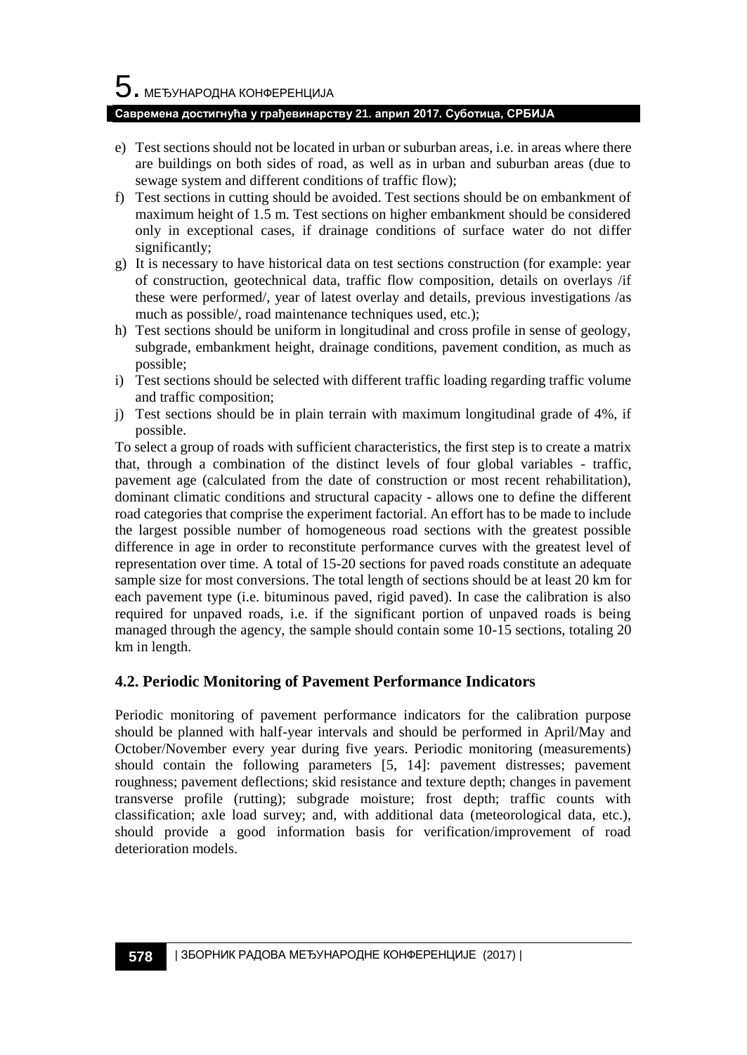e) Test sections should not be located in urban or suburban areas, i.e. in areas where there are buildings on both sides of road, as well as in urban and suburban areas (due to sewage system and different conditions of traffic flow);
f) Test sections in cutting should be avoided. Test sections should be on embankment of maximum height of 1.5 m. Test sections on higher embankment should be considered only in exceptional cases, if drainage conditions of surface water do not differ significantly;
g) It is necessary to have historical data on test sections construction (for example: year of construction, geotechnical data, traffic flow composition, details on overlays /if these were performed/, year of latest overlay and details, previous investigations /as much as possible/, road maintenance techniques used, etc.);
h) Test sections should be uniform in longitudinal and cross profile in sense of geology, subgrade, embankment height, drainage conditions, pavement condition, as much as possible;
i) Test sections should be selected with different traffic loading regarding traffic volume and traffic composition;
j) Test sections should be in plain terrain with maximum longitudinal grade of 4%, if possible.

To select a group of roads with sufficient characteristics, the first step is to create a matrix that, through a combination of the distinct levels of four global variables - traffic, pavement age (calculated from the date of construction or most recent rehabilitation), dominant climatic conditions and structural capacity - allows one to define the different road categories that comprise the experiment factorial. An effort has to be made to include the largest possible number of homogeneous road sections with the greatest possible difference in age in order to reconstitute performance curves with the greatest level of representation over time. A total of 15-20 sections for paved roads constitute an adequate sample size for most conversions. The total length of sections should be at least 20 km for each pavement type (i.e. bituminous paved, rigid paved). In case the calibration is also required for unpaved roads, i.e. if the significant portion of unpaved roads is being managed through the agency, the sample should contain some 10-15 sections, totaling 20 km in length.

### 4.2. Periodic Monitoring of Pavement Performance Indicators

Periodic monitoring of pavement performance indicators for the calibration purpose should be planned with half-year intervals and should be performed in April/May and October/November every year during five years. Periodic monitoring (measurements) should contain the following parameters [5, 14]: pavement distresses; pavement roughness; pavement deflections; skid resistance and texture depth; changes in pavement transverse profile (rutting); subgrade moisture; frost depth; traffic counts with classification; axle load survey; and, with additional data (meteorological data, etc.), should provide a good information basis for verification/improvement of road deterioration models.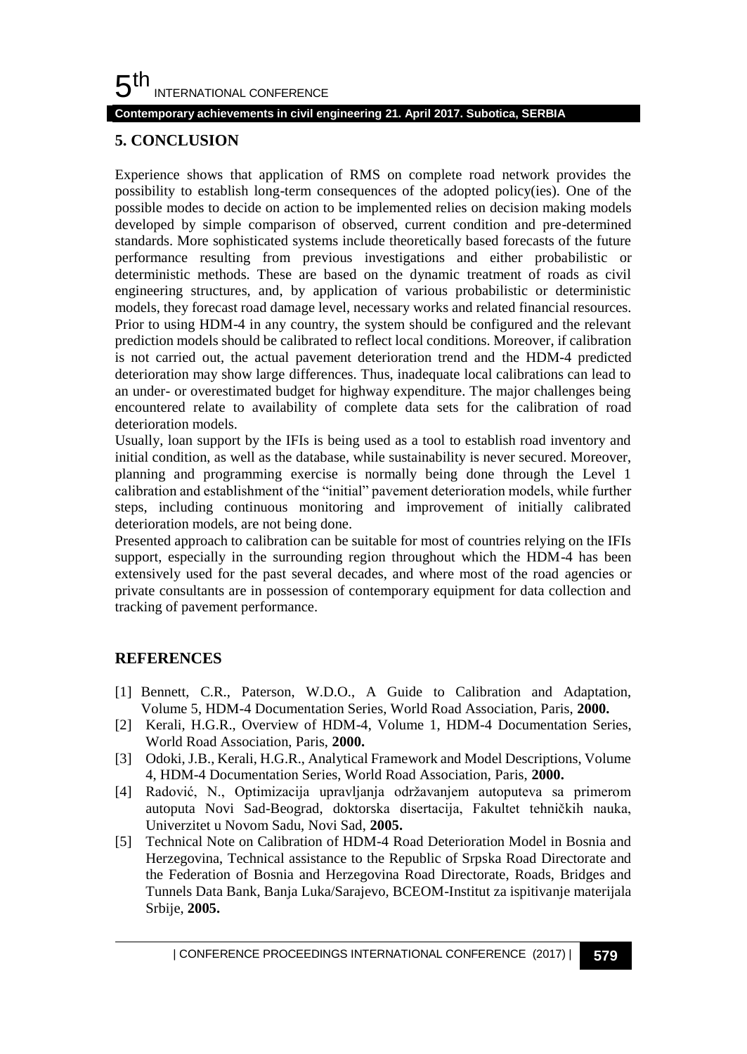## 5. CONCLUSION

Experience shows that application of RMS on complete road network provides the possibility to establish long-term consequences of the adopted policy(ies). One of the possible modes to decide on action to be implemented relies on decision making models developed by simple comparison of observed, current condition and pre-determined standards. More sophisticated systems include theoretically based forecasts of the future performance resulting from previous investigations and either probabilistic or deterministic methods. These are based on the dynamic treatment of roads as civil engineering structures, and, by application of various probabilistic or deterministic models, they forecast road damage level, necessary works and related financial resources. Prior to using HDM-4 in any country, the system should be configured and the relevant prediction models should be calibrated to reflect local conditions. Moreover, if calibration is not carried out, the actual pavement deterioration trend and the HDM-4 predicted deterioration may show large differences. Thus, inadequate local calibrations can lead to an under- or overestimated budget for highway expenditure. The major challenges being encountered relate to availability of complete data sets for the calibration of road deterioration models.

Usually, loan support by the IFIs is being used as a tool to establish road inventory and initial condition, as well as the database, while sustainability is never secured. Moreover, planning and programming exercise is normally being done through the Level 1 calibration and establishment of the "initial" pavement deterioration models, while further steps, including continuous monitoring and improvement of initially calibrated deterioration models, are not being done.

Presented approach to calibration can be suitable for most of countries relying on the IFIs support, especially in the surrounding region throughout which the HDM-4 has been extensively used for the past several decades, and where most of the road agencies or private consultants are in possession of contemporary equipment for data collection and tracking of pavement performance.

## REFERENCES

[1] Bennett, C.R., Paterson, W.D.O., A Guide to Calibration and Adaptation, Volume 5, HDM-4 Documentation Series, World Road Association, Paris, **2000.**

[2] Kerali, H.G.R., Overview of HDM-4, Volume 1, HDM-4 Documentation Series, World Road Association, Paris, **2000.**

[3] Odoki, J.B., Kerali, H.G.R., Analytical Framework and Model Descriptions, Volume 4, HDM-4 Documentation Series, World Road Association, Paris, **2000.**

[4] Radović, N., Optimizacija upravljanja održavanjem autoputeva sa primerom autoputa Novi Sad-Beograd, doktorska disertacija, Fakultet tehničkih nauka, Univerzitet u Novom Sadu, Novi Sad, **2005.**

[5] Technical Note on Calibration of HDM-4 Road Deterioration Model in Bosnia and Herzegovina, Technical assistance to the Republic of Srpska Road Directorate and the Federation of Bosnia and Herzegovina Road Directorate, Roads, Bridges and Tunnels Data Bank, Banja Luka/Sarajevo, BCEOM-Institut za ispitivanje materijala Srbije, **2005.**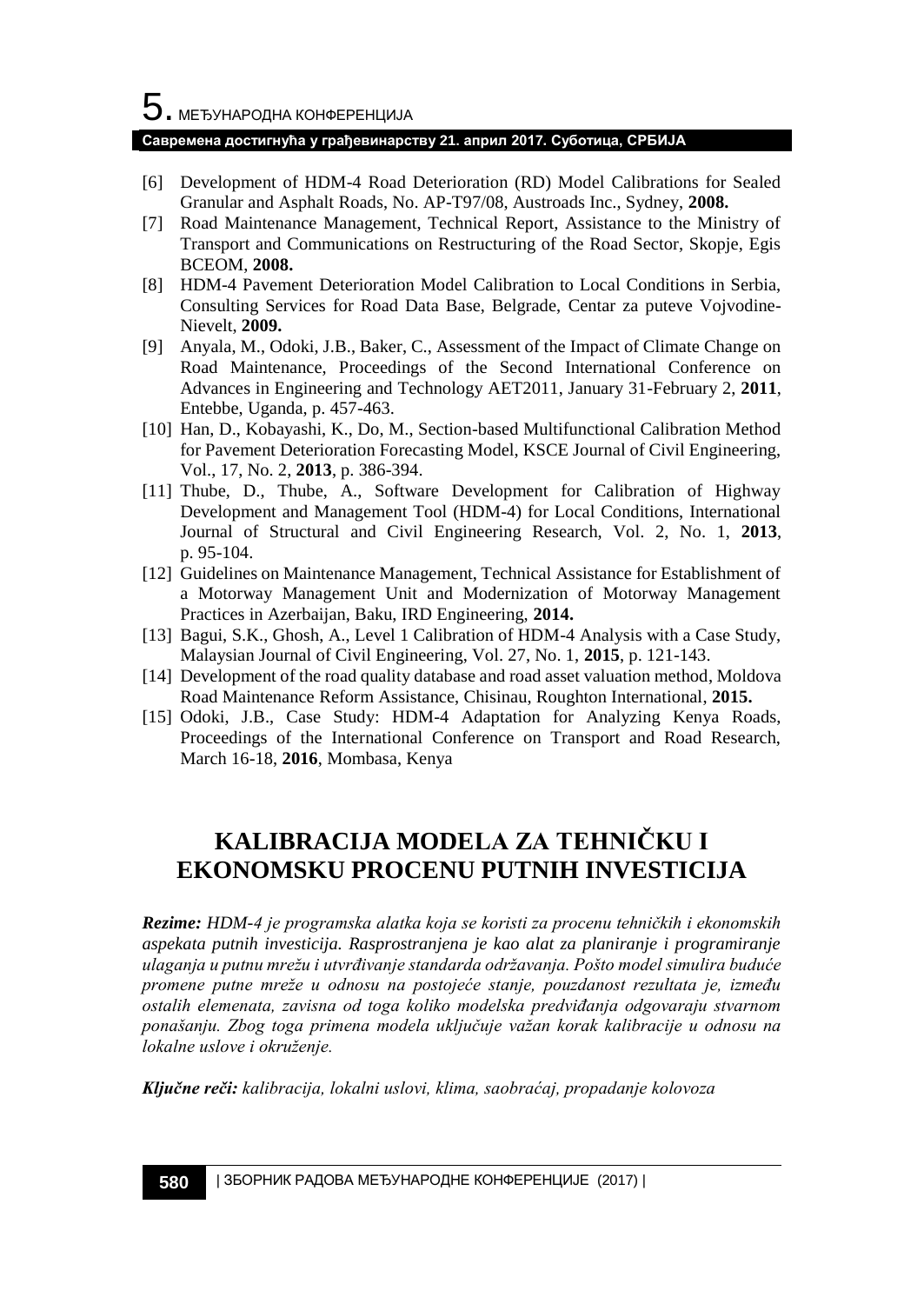[6] Development of HDM-4 Road Deterioration (RD) Model Calibrations for Sealed Granular and Asphalt Roads, No. AP-T97/08, Austroads Inc., Sydney, **2008.**

[7] Road Maintenance Management, Technical Report, Assistance to the Ministry of Transport and Communications on Restructuring of the Road Sector, Skopje, Egis BCEOM, **2008.**

[8] HDM-4 Pavement Deterioration Model Calibration to Local Conditions in Serbia, Consulting Services for Road Data Base, Belgrade, Centar za puteve Vojvodine-Nievelt, **2009.**

[9] Anyala, M., Odoki, J.B., Baker, C., Assessment of the Impact of Climate Change on Road Maintenance, Proceedings of the Second International Conference on Advances in Engineering and Technology AET2011, January 31-February 2, **2011**, Entebbe, Uganda, p. 457-463.

[10] Han, D., Kobayashi, K., Do, M., Section-based Multifunctional Calibration Method for Pavement Deterioration Forecasting Model, KSCE Journal of Civil Engineering, Vol., 17, No. 2, **2013**, p. 386-394.

[11] Thube, D., Thube, A., Software Development for Calibration of Highway Development and Management Tool (HDM-4) for Local Conditions, International Journal of Structural and Civil Engineering Research, Vol. 2, No. 1, **2013**, p. 95-104.

[12] Guidelines on Maintenance Management, Technical Assistance for Establishment of a Motorway Management Unit and Modernization of Motorway Management Practices in Azerbaijan, Baku, IRD Engineering, **2014.**

[13] Bagui, S.K., Ghosh, A., Level 1 Calibration of HDM-4 Analysis with a Case Study, Malaysian Journal of Civil Engineering, Vol. 27, No. 1, **2015**, p. 121-143.

[14] Development of the road quality database and road asset valuation method, Moldova Road Maintenance Reform Assistance, Chisinau, Roughton International, **2015.**

[15] Odoki, J.B., Case Study: HDM-4 Adaptation for Analyzing Kenya Roads, Proceedings of the International Conference on Transport and Road Research, March 16-18, **2016**, Mombasa, Kenya

# KALIBRACIJA MODELA ZA TEHNIČKU I EKONOMSKU PROCENU PUTNIH INVESTICIJA

***Rezime:*** *HDM-4 je programska alatka koja se koristi za procenu tehničkih i ekonomskih aspekata putnih investicija. Rasprostranjena je kao alat za planiranje i programiranje ulaganja u putnu mrežu i utvrđivanje standarda održavanja. Pošto model simulira buduće promene putne mreže u odnosu na postojeće stanje, pouzdanost rezultata je, između ostalih elemenata, zavisna od toga koliko modelska predviđanja odgovaraju stvarnom ponašanju. Zbog toga primena modela uključuje važan korak kalibracije u odnosu na lokalne uslove i okruženje.*

***Ključne reči:*** *kalibracija, lokalni uslovi, klima, saobraćaj, propadanje kolovoza*